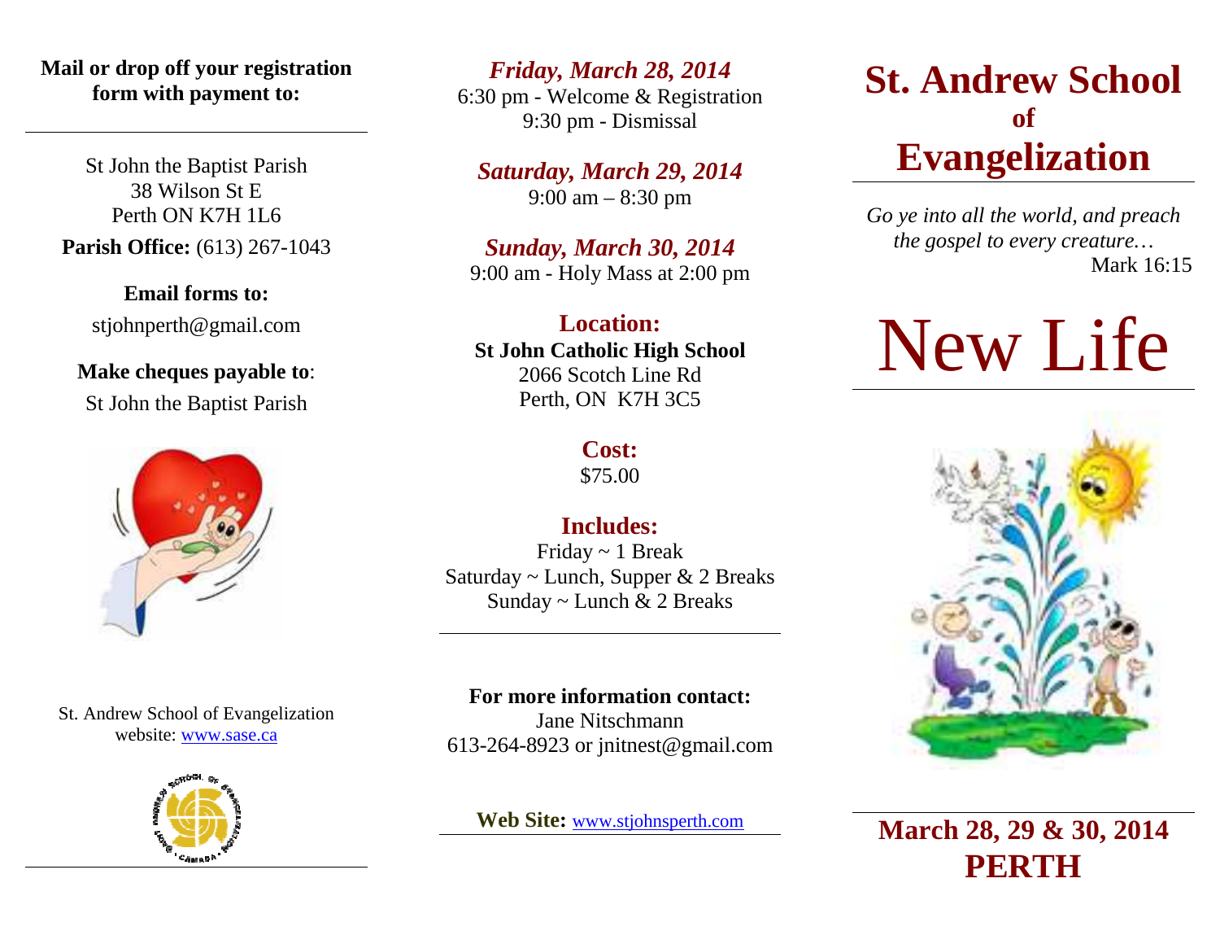**Mail or drop off your registration form with payment to:**

St John the Baptist Parish
38 Wilson St E
Perth ON K7H 1L6

**Parish Office:** (613) 267-1043

**Email forms to:**

stjohnperth@gmail.com

**Make cheques payable to**:

St John the Baptist Parish

St. Andrew School of Evangelization
website: www.sase.ca

*Friday, March 28, 2014*
6:30 pm - Welcome & Registration
9:30 pm - Dismissal

*Saturday, March 29, 2014*
9:00 am – 8:30 pm

*Sunday, March 30, 2014*
9:00 am - Holy Mass at 2:00 pm

**Location:**
**St John Catholic High School**
2066 Scotch Line Rd
Perth, ON K7H 3C5

**Cost:**
$75.00

**Includes:**
Friday ~ 1 Break
Saturday ~ Lunch, Supper & 2 Breaks
Sunday ~ Lunch & 2 Breaks

**For more information contact:**
Jane Nitschmann
613-264-8923 or jnitnest@gmail.com

**Web Site:** www.stjohnsperth.com

# St. Andrew School of Evangelization

*Go ye into all the world, and preach the gospel to every creature…*
Mark 16:15

# New Life

**March 28, 29 & 30, 2014**
**PERTH**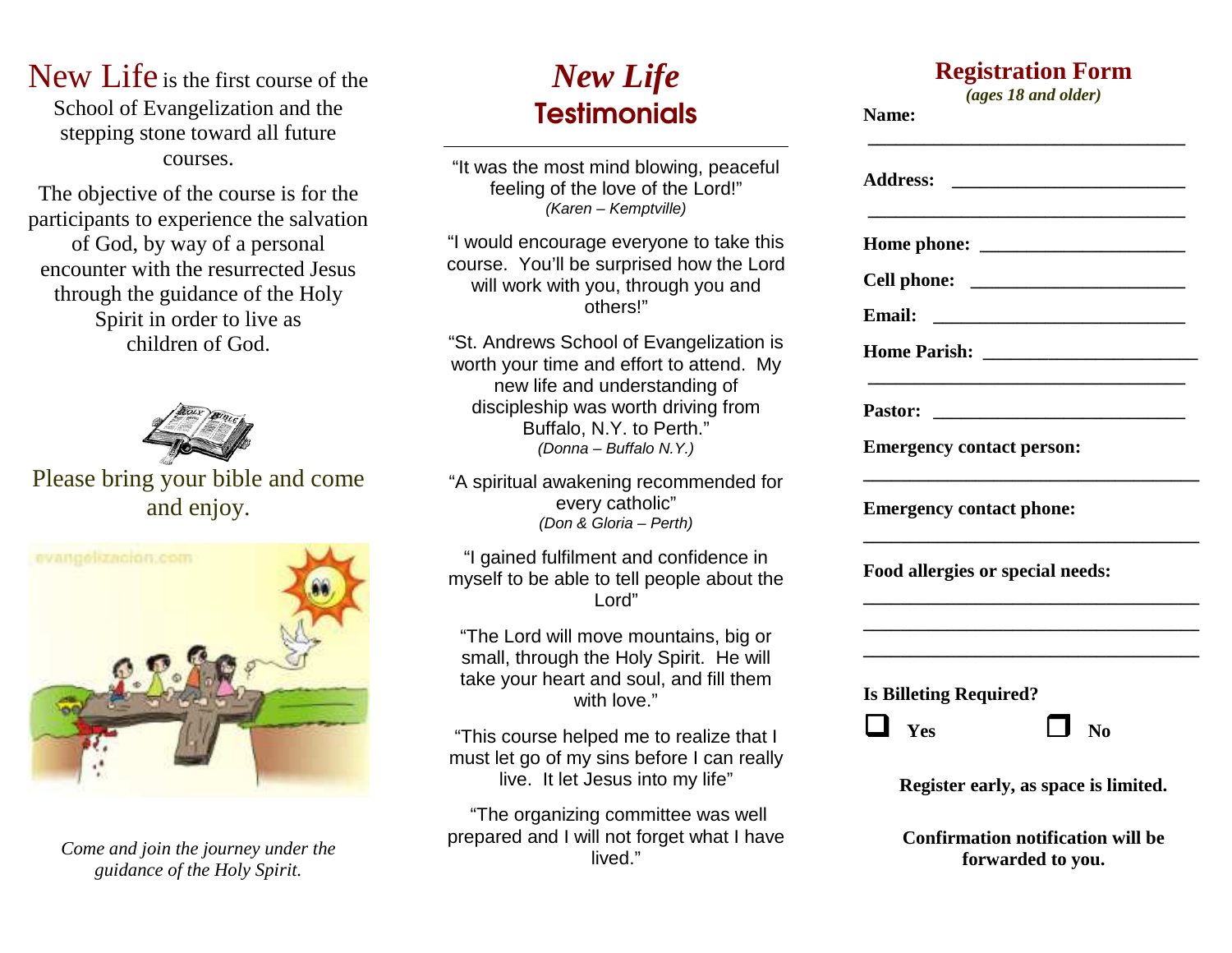New Life is the first course of the School of Evangelization and the stepping stone toward all future courses.

The objective of the course is for the participants to experience the salvation of God, by way of a personal encounter with the resurrected Jesus through the guidance of the Holy Spirit in order to live as children of God.

Please bring your bible and come and enjoy.

*Come and join the journey under the guidance of the Holy Spirit.*

# *New Life* Testimonials

"It was the most mind blowing, peaceful feeling of the love of the Lord!"
*(Karen – Kemptville)*

"I would encourage everyone to take this course. You'll be surprised how the Lord will work with you, through you and others!"

"St. Andrews School of Evangelization is worth your time and effort to attend. My new life and understanding of discipleship was worth driving from Buffalo, N.Y. to Perth."
*(Donna – Buffalo N.Y.)*

"A spiritual awakening recommended for every catholic"
*(Don & Gloria – Perth)*

"I gained fulfilment and confidence in myself to be able to tell people about the Lord"

"The Lord will move mountains, big or small, through the Holy Spirit. He will take your heart and soul, and fill them with love."

"This course helped me to realize that I must let go of my sins before I can really live. It let Jesus into my life"

"The organizing committee was well prepared and I will not forget what I have lived."

# Registration Form

*(ages 18 and older)*

**Name:** ________________________________

**Address:** ________________________________
________________________________

**Home phone:** ____________________

**Cell phone:** ____________________

**Email:** ____________________

**Home Parish:** ____________________
________________________________

**Pastor:** ____________________

**Emergency contact person:**
________________________________

**Emergency contact phone:**
________________________________

**Food allergies or special needs:**
________________________________
________________________________
________________________________

**Is Billeting Required?**

❑ **Yes** ❑ **No**

**Register early, as space is limited.**

**Confirmation notification will be forwarded to you.**